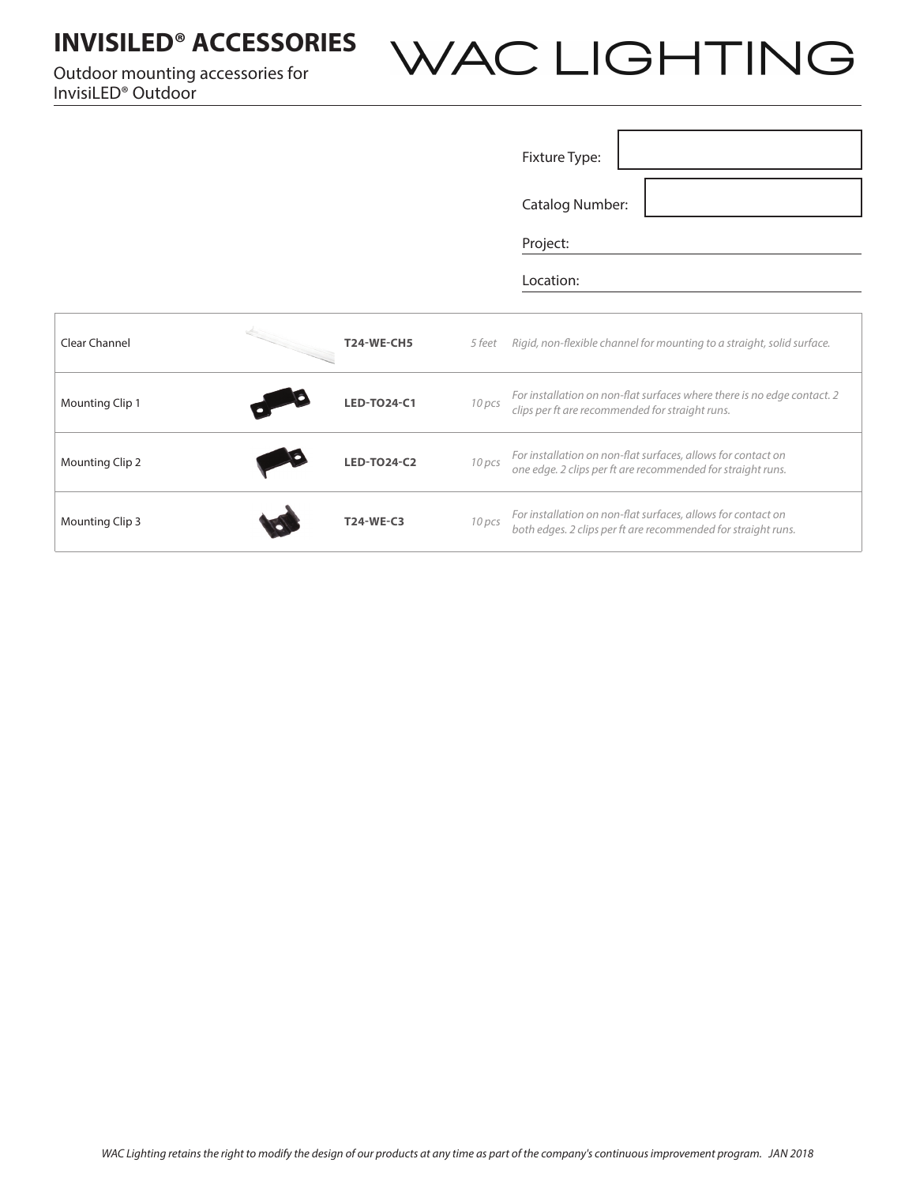# INVISILED® ACCESSORIES

Outdoor mounting accessories for InvisiLED® Outdoor

WAC LIGHTING

Fixture Type:

Catalog Number:

Project:

Location:

| | | | |
|---|---|---|---|
| Clear Channel | **T24-WE-CH5** | *5 feet* | *Rigid, non-flexible channel for mounting to a straight, solid surface.* |
| Mounting Clip 1 | **LED-TO24-C1** | *10 pcs* | *For installation on non-flat surfaces where there is no edge contact. 2 clips per ft are recommended for straight runs.* |
| Mounting Clip 2 | **LED-TO24-C2** | *10 pcs* | *For installation on non-flat surfaces, allows for contact on one edge. 2 clips per ft are recommended for straight runs.* |
| Mounting Clip 3 | **T24-WE-C3** | *10 pcs* | *For installation on non-flat surfaces, allows for contact on both edges. 2 clips per ft are recommended for straight runs.* |

*WAC Lighting retains the right to modify the design of our products at any time as part of the company's continuous improvement program. JAN 2018*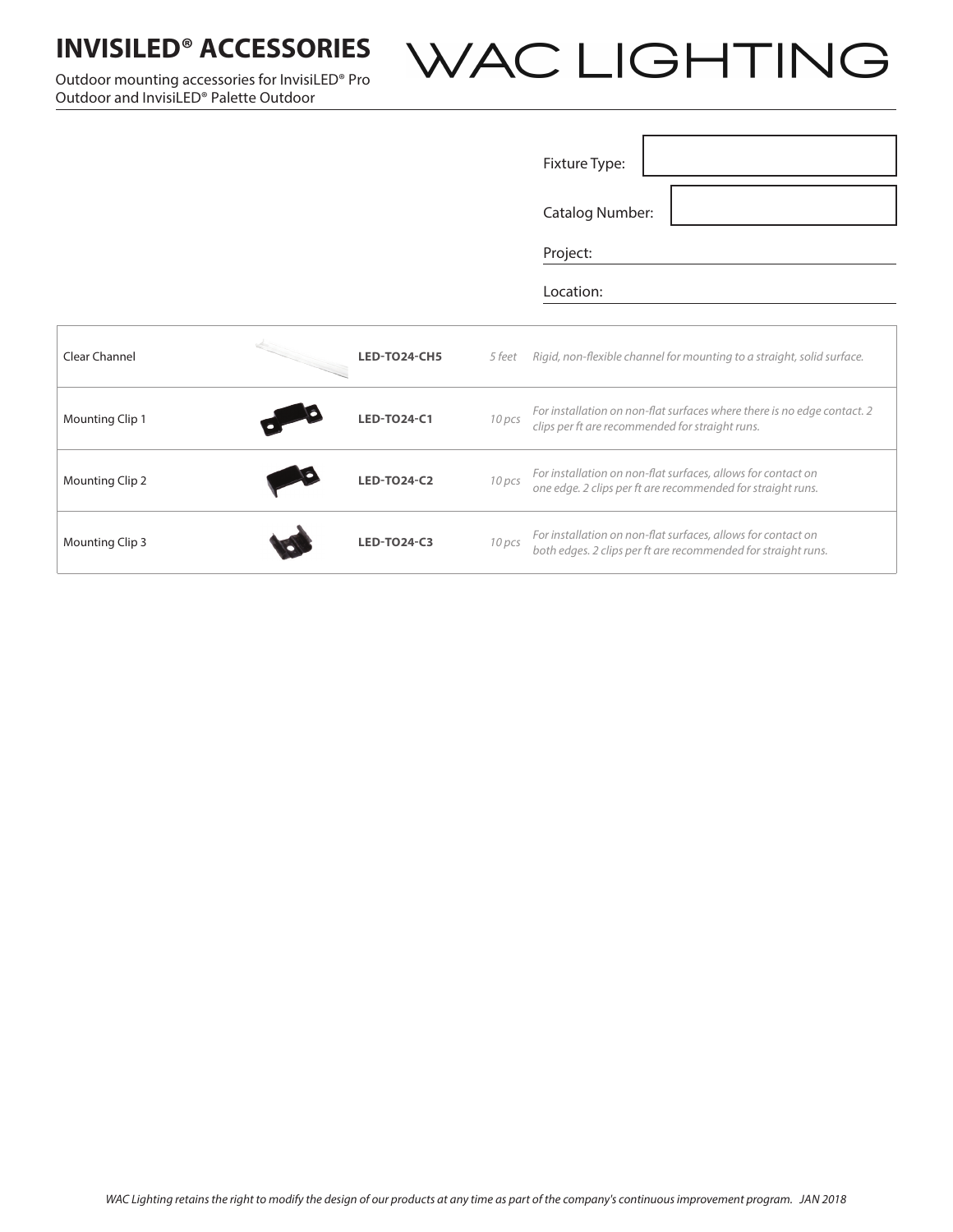# INVISILED® ACCESSORIES

Outdoor mounting accessories for InvisiLED® Pro Outdoor and InvisiLED® Palette Outdoor

WAC LIGHTING

Fixture Type:

Catalog Number:

Project:

Location:

| | | | |
|---|---|---|---|
| Clear Channel | **LED-TO24-CH5** | *5 feet* | *Rigid, non-flexible channel for mounting to a straight, solid surface.* |
| Mounting Clip 1 | **LED-TO24-C1** | *10 pcs* | *For installation on non-flat surfaces where there is no edge contact. 2 clips per ft are recommended for straight runs.* |
| Mounting Clip 2 | **LED-TO24-C2** | *10 pcs* | *For installation on non-flat surfaces, allows for contact on one edge. 2 clips per ft are recommended for straight runs.* |
| Mounting Clip 3 | **LED-TO24-C3** | *10 pcs* | *For installation on non-flat surfaces, allows for contact on both edges. 2 clips per ft are recommended for straight runs.* |

*WAC Lighting retains the right to modify the design of our products at any time as part of the company's continuous improvement program. JAN 2018*